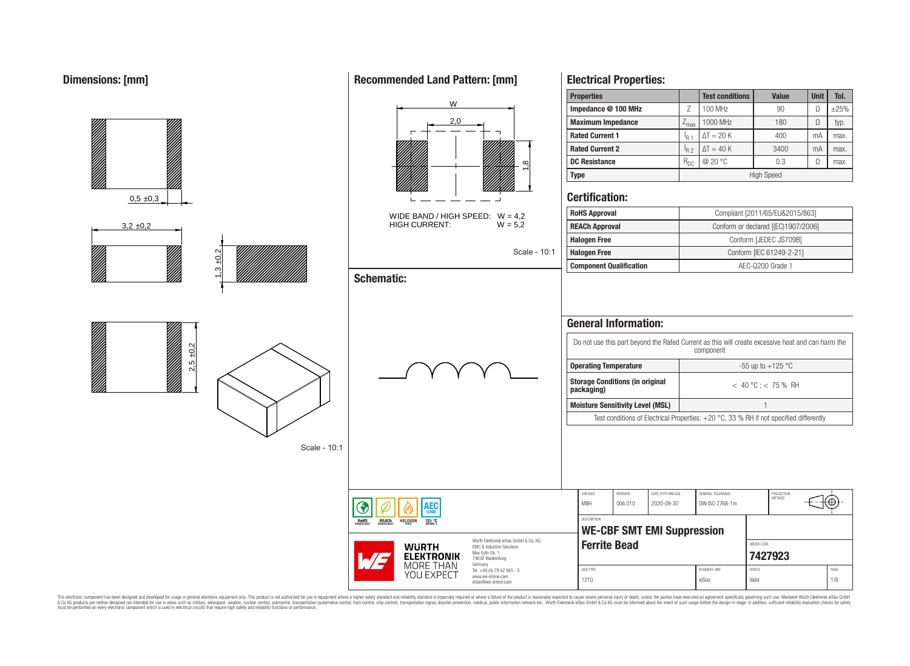## Dimensions: [mm]

0,5 ±0,3

3,2 ±0,2

1,3 ±0,2

2,5 ±0,2

Scale - 10:1

## Recommended Land Pattern: [mm]

W

2,0

1,8

WIDE BAND / HIGH SPEED: W = 4,2
HIGH CURRENT: W = 5,2

Scale - 10:1

## Schematic:

## Electrical Properties:

| Properties | | Test conditions | Value | Unit | Tol. |
|---|---|---|---|---|---|
| Impedance @ 100 MHz | Z | 100 MHz | 90 | Ω | ±25% |
| Maximum Impedance | $Z_{max}$ | 1000 MHz | 180 | Ω | typ. |
| Rated Current 1 | $I_{R1}$ | ΔT = 20 K | 400 | mA | max. |
| Rated Current 2 | $I_{R2}$ | ΔT = 40 K | 3400 | mA | max. |
| DC Resistance | $R_{DC}$ | @ 20 °C | 0.3 | Ω | max. |
| Type | High Speed | | | | |

## Certification:

| | |
|---|---|
| RoHS Approval | Compliant [2011/65/EU&2015/863] |
| REACh Approval | Conform or declared [(EC)1907/2006] |
| Halogen Free | Conform [JEDEC JS709B] |
| Halogen Free | Conform [IEC 61249-2-21] |
| Component Qualification | AEC-Q200 Grade 1 |

## General Information:

| | |
|---|---|
| Do not use this part beyond the Rated Current as this will create excessive heat and can harm the component | |
| Operating Temperature | -55 up to +125 °C |
| Storage Conditions (in original packaging) | < 40 °C ; < 75 % RH |
| Moisture Sensitivity Level (MSL) | 1 |
| Test conditions of Electrical Properties: +20 °C, 33 % RH if not specified differently | |

| CHECKED | REVISION | DATE (YYYY-MM-DD) | GENERAL TOLERANCE | PROJECTION METHOD |
|---|---|---|---|---|
| MBH | 006.010 | 2020-09-30 | DIN ISO 2768-1m | |

DESCRIPTION
**WE-CBF SMT EMI Suppression Ferrite Bead**

ORDER CODE: **7427923**

| SIZE/TYPE | BUSINESS UNIT | STATUS | PAGE |
|---|---|---|---|
| 1210 | eiSos | Valid | 1/8 |

RoHS COMPLIANT · REACh COMPLIANT · HALOGEN FREE · AEC Q200 · 125 °C GRADE 1

WÜRTH ELEKTRONIK MORE THAN YOU EXPECT

Würth Elektronik eiSos GmbH & Co. KG
EMC & Inductive Solutions
Max-Eyth-Str. 1
74638 Waldenburg
Germany
Tel. +49 (0) 79 42 945 - 0
www.we-online.com
eiSos@we-online.com

This electronic component has been designed and developed for usage in general electronic equipment only. This product is not authorized for use in equipment where a higher safety standard and reliability standard is especially required or where a failure of the product is reasonably expected to cause severe personal injury or death, unless the parties have executed an agreement specifically governing such use. Moreover Würth Elektronik eiSos GmbH & Co KG products are neither designed nor intended for use in areas such as military, aerospace, aviation, nuclear control, submarine, transportation (automotive control, train control, ship control), transportation signal, disaster prevention, medical, public information network etc.. Würth Elektronik eiSos GmbH & Co KG must be informed about the intent of such usage before the design-in stage. In addition, sufficient reliability evaluation checks for safety must be performed on every electronic component which is used in electrical circuits that require high safety and reliability functions or performance.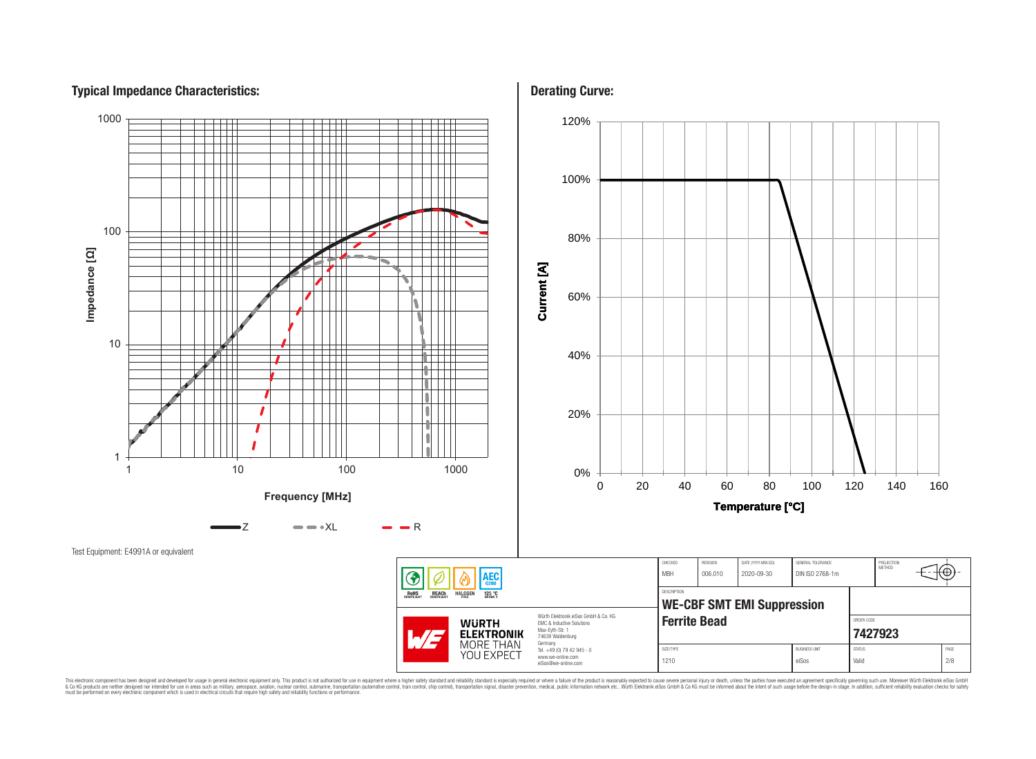## Typical Impedance Characteristics:

Impedance [Ω]

Frequency [MHz]

Z — XL — R

Test Equipment: E4991A or equivalent

## Derating Curve:

Current [A]

Temperature [°C]

| CHECKED | REVISION | DATE (YYYY-MM-DD) | GENERAL TOLERANCE | PROJECTION METHOD |
|---|---|---|---|---|
| MBH | 006.010 | 2020-09-30 | DIN ISO 2768-1m | |

| DESCRIPTION | ORDER CODE |
|---|---|
| **WE-CBF SMT EMI Suppression Ferrite Bead** | **7427923** |

| SIZE/TYPE | BUSINESS UNIT | STATUS | PAGE |
|---|---|---|---|
| 1210 | eiSos | Valid | 2/8 |

RoHS COMPLIANT · REACh COMPLIANT · HALOGEN FREE · AEC Q200 · 125 °C GRADE 1

Würth Elektronik eiSos GmbH & Co. KG
EMC & Inductive Solutions
Max-Eyth-Str. 1
74638 Waldenburg
Germany
Tel. +49 (0) 79 42 945 - 0
www.we-online.com
eiSos@we-online.com

WÜRTH ELEKTRONIK MORE THAN YOU EXPECT

This electronic component has been designed and developed for usage in general electronic equipment only. This product is not authorized for use in equipment where a higher safety standard and reliability standard is especially required or where a failure of the product is reasonably expected to cause severe personal injury or death, unless the parties have executed an agreement specifically governing such use. Moreover Würth Elektronik eiSos GmbH & Co KG products are neither designed nor intended for use in areas such as military, aerospace, aviation, nuclear control, submarine, transportation (automotive control, train control, ship control), transportation signal, disaster prevention, medical, public information network etc.. Würth Elektronik eiSos GmbH & Co KG must be informed about the intent of such usage before the design-in stage. In addition, sufficient reliability evaluation checks for safety must be performed on every electronic component which is used in electrical circuits that require high safety and reliability functions or performance.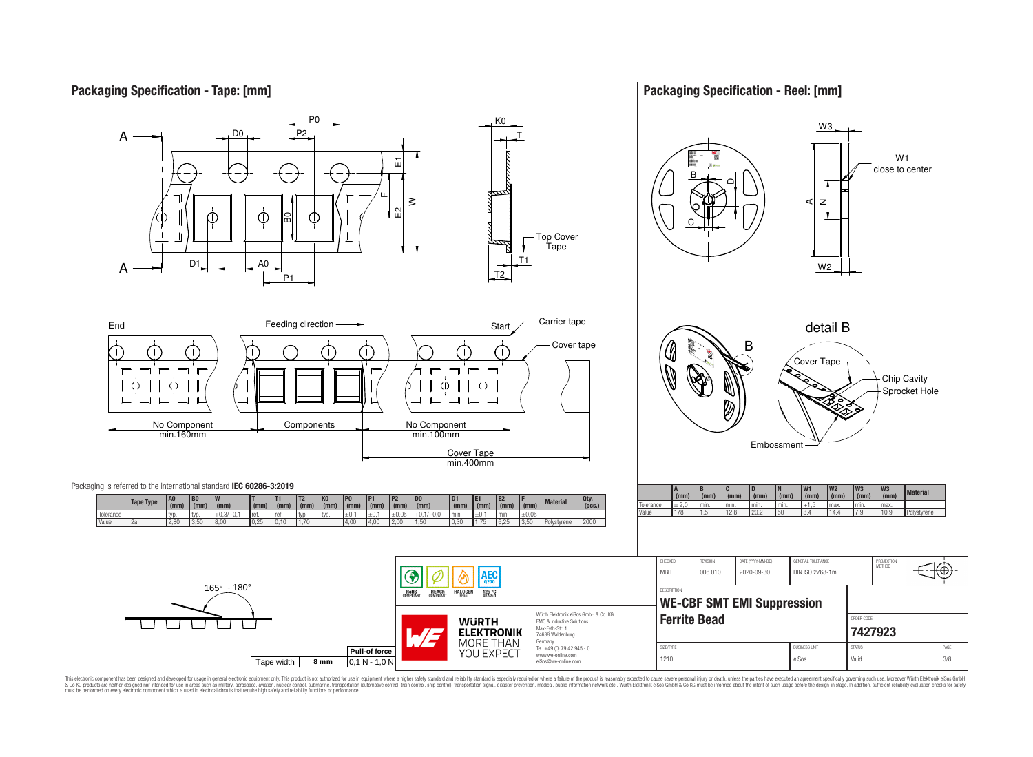## Packaging Specification - Tape: [mm]

A — D0 — P0 — P2 — K0 — T — E1 — F — E2 — W — B0 — Top Cover Tape — T1 — T2 — D1 — A0 — P1

End — Feeding direction — Start — Carrier tape — Cover tape

No Component min.160mm — Components — No Component min.100mm — Cover Tape min.400mm

Packaging is referred to the international standard **IEC 60286-3:2019**

| | Tape Type | A0 (mm) | B0 (mm) | W (mm) | T (mm) | T1 (mm) | T2 (mm) | K0 (mm) | P0 (mm) | P1 (mm) | P2 (mm) | D0 (mm) | D1 (mm) | E1 (mm) | E2 (mm) | F (mm) | Material | Qty. (pcs.) |
|---|---|---|---|---|---|---|---|---|---|---|---|---|---|---|---|---|---|---|
| Tolerance | | typ. | typ. | +0,3/ -0,1 | ref. | ref. | typ. | typ. | ±0,1 | ±0,1 | ±0,05 | +0,1/ -0,0 | min. | ±0,1 | min. | ±0,05 | | |
| Value | 2a | 2,80 | 3,50 | 8,00 | 0,25 | 0,10 | 1,70 | | 4,00 | 4,00 | 2,00 | 1,50 | 0,30 | 1,75 | 6,25 | 3,50 | Polystyrene | 2000 |

165° - 180°

| Tape width | 8 mm |
|---|---|
| Pull-of force | 0,1 N - 1,0 N |

## Packaging Specification - Reel: [mm]

W3 — W1 close to center — A — N — W2 — B — D — C

detail B — Cover Tape — Chip Cavity — Sprocket Hole — Embossment

| | A (mm) | B (mm) | C (mm) | D (mm) | N (mm) | W1 (mm) | W2 (mm) | W3 (mm) | W3 (mm) | Material |
|---|---|---|---|---|---|---|---|---|---|---|
| Tolerance | ± 2,0 | min. | min. | min. | min. | +1,5 | max. | min. | max. | |
| Value | 178 | 1.5 | 12.8 | 20.2 | 50 | 8.4 | 14.4 | 7.9 | 10.9 | Polystyrene |

RoHS COMPLIANT — REACh COMPLIANT — HALOGEN FREE — 125 °C GRADE 1 — AEC Q200

WÜRTH ELEKTRONIK MORE THAN YOU EXPECT

Würth Elektronik eiSos GmbH & Co. KG
EMC & Inductive Solutions
Max-Eyth-Str. 1
74638 Waldenburg
Germany
Tel. +49 (0) 79 42 945 - 0
www.we-online.com
eiSos@we-online.com

| CHECKED | REVISION | DATE (YYYY-MM-DD) | GENERAL TOLERANCE | PROJECTION METHOD |
|---|---|---|---|---|
| MBH | 006.010 | 2020-09-30 | DIN ISO 2768-1m | |

DESCRIPTION
**WE-CBF SMT EMI Suppression Ferrite Bead**

ORDER CODE: **7427923**

| SIZE/TYPE | BUSINESS UNIT | STATUS | PAGE |
|---|---|---|---|
| 1210 | eiSos | Valid | 3/8 |

This electronic component has been designed and developed for usage in general electronic equipment only. This product is not authorized for use in equipment where a higher safety standard and reliability standard is especially required or where a failure of the product is reasonably expected to cause severe personal injury or death, unless the parties have executed an agreement specifically governing such use. Moreover Würth Elektronik eiSos GmbH & Co KG products are neither designed nor intended for use in areas such as military, aerospace, aviation, nuclear control, submarine, transportation (automotive control, train control, ship control), transportation signal, disaster prevention, medical, public information network etc.. Würth Elektronik eiSos GmbH & Co KG must be informed about the intent of such usage before the design-in stage. In addition, sufficient reliability evaluation checks for safety must be performed on every electronic component which is used in electrical circuits that require high safety and reliability functions or performance.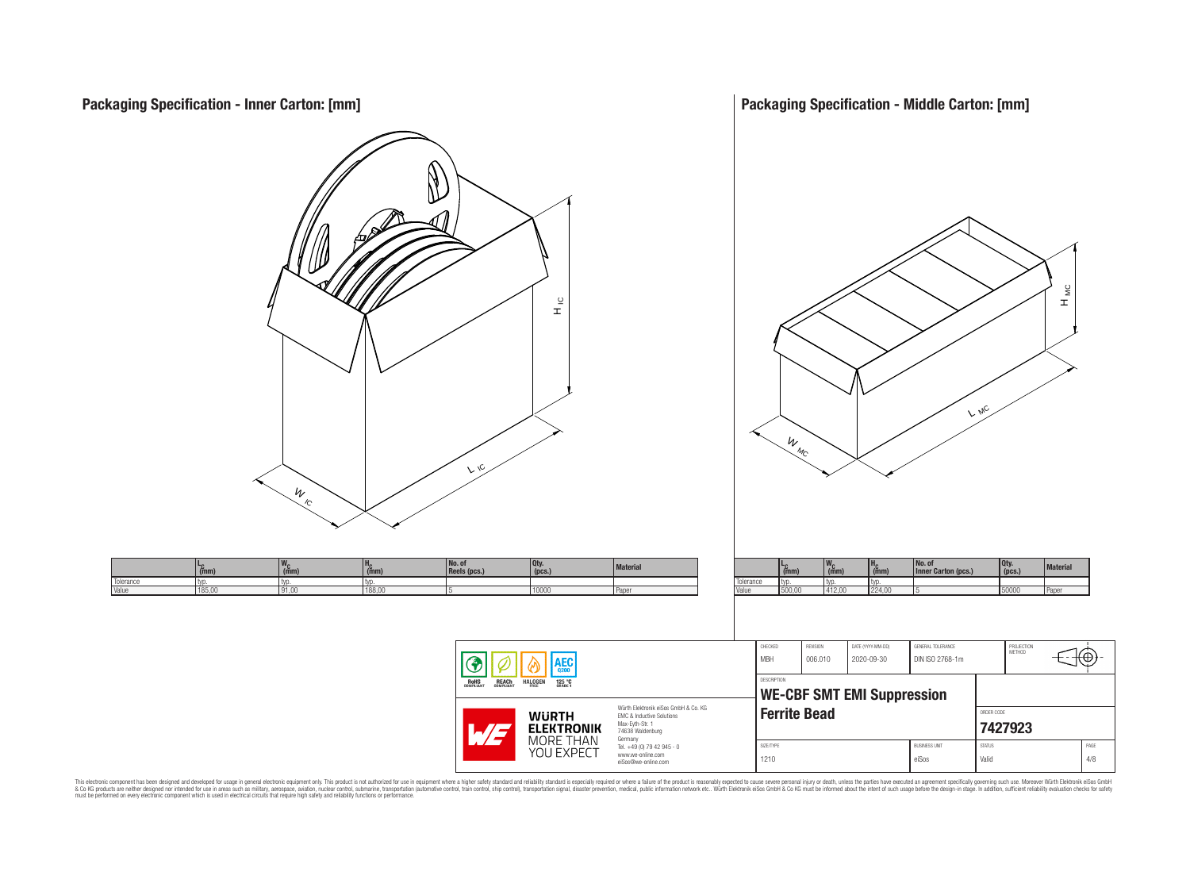## Packaging Specification - Inner Carton: [mm]

| | $L_C$ (mm) | $W_C$ (mm) | $H_C$ (mm) | No. of Reels (pcs.) | Qty. (pcs.) | Material |
|---|---|---|---|---|---|---|
| Tolerance | typ. | typ. | typ. | | | |
| Value | 185,00 | 91,00 | 188,00 | 5 | 10000 | Paper |

## Packaging Specification - Middle Carton: [mm]

| | $L_C$ (mm) | $W_C$ (mm) | $H_C$ (mm) | No. of Inner Carton (pcs.) | Qty. (pcs.) | Material |
|---|---|---|---|---|---|---|
| Tolerance | typ. | typ. | typ. | | | |
| Value | 500,00 | 412,00 | 224,00 | 5 | 50000 | Paper |

RoHS COMPLIANT | REACh COMPLIANT | HALOGEN FREE | AEC Q200 | 125 °C GRADE 1

WÜRTH ELEKTRONIK MORE THAN YOU EXPECT

Würth Elektronik eiSos GmbH & Co. KG
EMC & Inductive Solutions
Max-Eyth-Str. 1
74638 Waldenburg
Germany
Tel. +49 (0) 79 42 945 - 0
www.we-online.com
eiSos@we-online.com

| CHECKED | REVISION | DATE (YYYY-MM-DD) | GENERAL TOLERANCE | PROJECTION METHOD |
|---|---|---|---|---|
| MBH | 006.010 | 2020-09-30 | DIN ISO 2768-1m | |

DESCRIPTION

**WE-CBF SMT EMI Suppression Ferrite Bead**

ORDER CODE: **7427923**

| SIZE/TYPE | BUSINESS UNIT | STATUS | PAGE |
|---|---|---|---|
| 1210 | eiSos | Valid | 4/8 |

This electronic component has been designed and developed for usage in general electronic equipment only. This product is not authorized for use in equipment where a higher safety standard and reliability standard is especially required or where a failure of the product is reasonably expected to cause severe personal injury or death, unless the parties have executed an agreement specifically governing such use. Moreover Würth Elektronik eiSos GmbH & Co KG products are neither designed nor intended for use in areas such as military, aerospace, aviation, nuclear control, submarine, transportation (automotive control, train control, ship control), transportation signal, disaster prevention, medical, public information network etc.. Würth Elektronik eiSos GmbH & Co KG must be informed about the intent of such usage before the design-in stage. In addition, sufficient reliability evaluation checks for safety must be performed on every electronic component which is used in electrical circuits that require high safety and reliability functions or performance.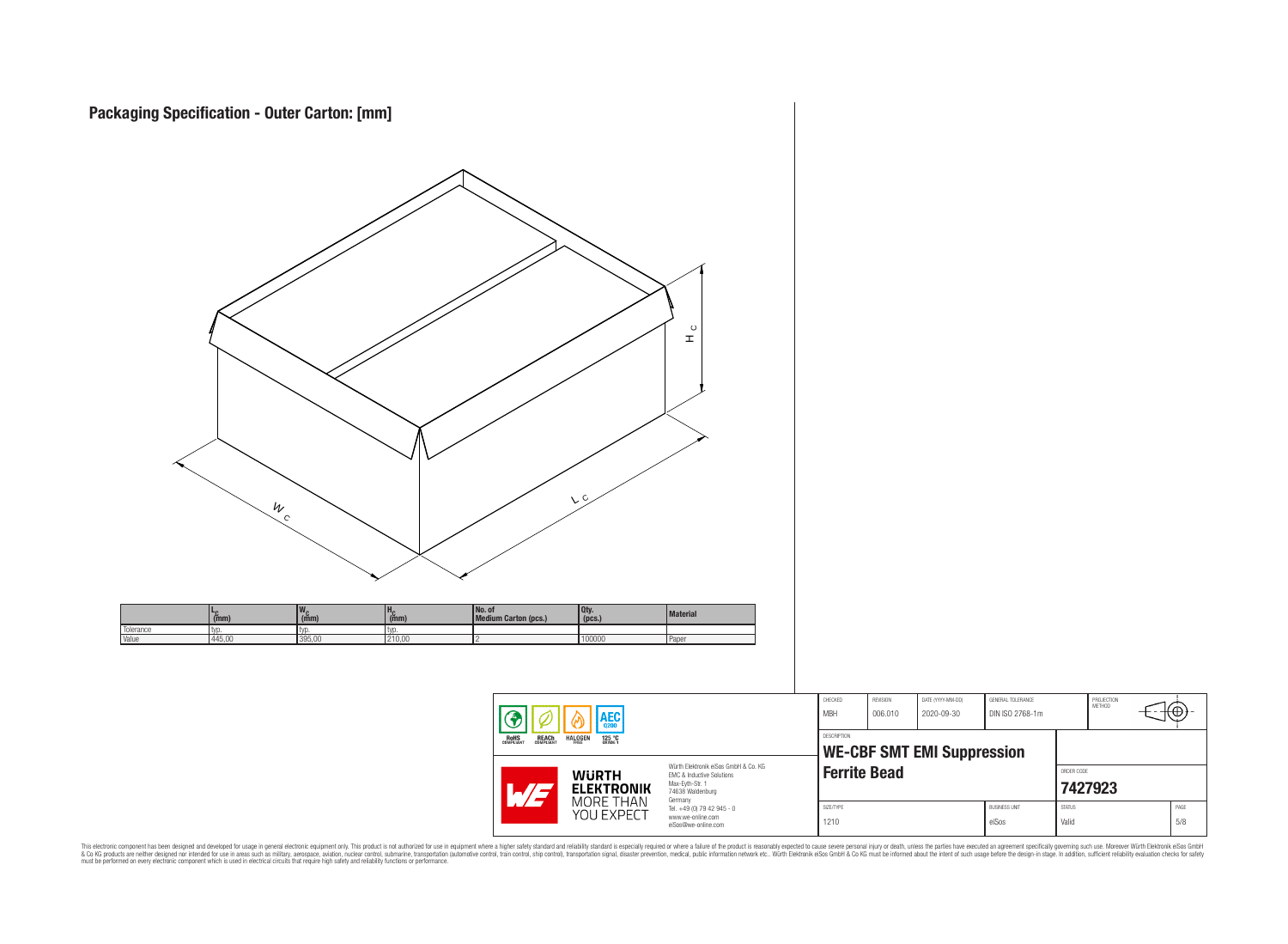# Packaging Specification - Outer Carton: [mm]

|  | $L_C$ (mm) | $W_C$ (mm) | $H_C$ (mm) | No. of Medium Carton (pcs.) | Qty. (pcs.) | Material |
|---|---|---|---|---|---|---|
| Tolerance | typ. | typ. | typ. |  |  |  |
| Value | 445,00 | 395,00 | 210,00 | 2 | 100000 | Paper |

| CHECKED | REVISION | DATE (YYYY-MM-DD) | GENERAL TOLERANCE | PROJECTION METHOD |
|---|---|---|---|---|
| MBH | 006.010 | 2020-09-30 | DIN ISO 2768-1m |  |

RoHS COMPLIANT · REACh COMPLIANT · HALOGEN FREE · AEC Q200 125 °C GRADE 1

Würth Elektronik eiSos GmbH & Co. KG
EMC & Inductive Solutions
Max-Eyth-Str. 1
74638 Waldenburg
Germany
Tel. +49 (0) 79 42 945 - 0
www.we-online.com
eiSos@we-online.com

DESCRIPTION: **WE-CBF SMT EMI Suppression Ferrite Bead**

ORDER CODE: **7427923**

| SIZE/TYPE | BUSINESS UNIT | STATUS | PAGE |
|---|---|---|---|
| 1210 | eiSos | Valid | 5/8 |

This electronic component has been designed and developed for usage in general electronic equipment only. This product is not authorized for use in equipment where a higher safety standard and reliability standard is especially required or where a failure of the product is reasonably expected to cause severe personal injury or death, unless the parties have executed an agreement specifically governing such use. Moreover Würth Elektronik eiSos GmbH & Co KG products are neither designed nor intended for use in areas such as military, aerospace, aviation, nuclear control, submarine, transportation (automotive control, train control, ship control), transportation signal, disaster prevention, medical, public information network etc.. Würth Elektronik eiSos GmbH & Co KG must be informed about the intent of such usage before the design-in stage. In addition, sufficient reliability evaluation checks for safety must be performed on every electronic component which is used in electrical circuits that require high safety and reliability functions or performance.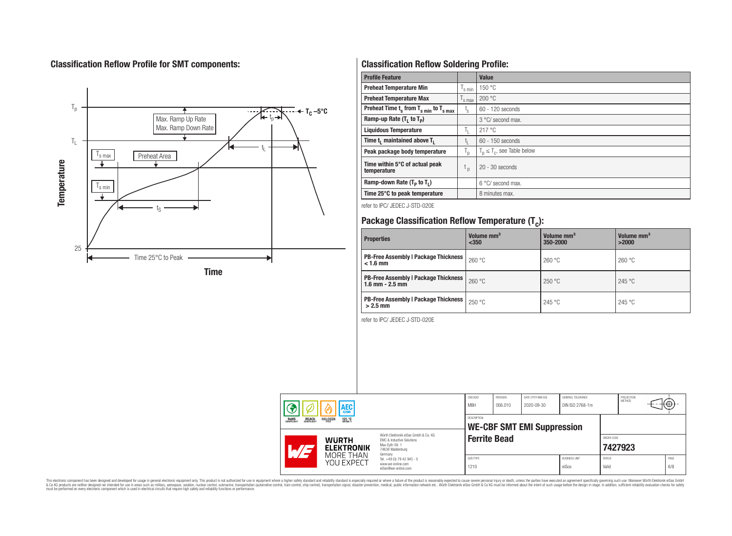## Classification Reflow Profile for SMT components:

## Classification Reflow Soldering Profile:

| Profile Feature | | Value |
|---|---|---|
| Preheat Temperature Min | $T_{s\ min}$ | 150 °C |
| Preheat Temperature Max | $T_{s\ max}$ | 200 °C |
| Preheat Time $t_s$ from $T_{s\ min}$ to $T_{s\ max}$ | $t_s$ | 60 - 120 seconds |
| Ramp-up Rate ($T_L$ to $T_P$) | | 3 °C/ second max. |
| Liquidous Temperature | $T_L$ | 217 °C |
| Time $t_L$ maintained above $T_L$ | $t_L$ | 60 - 150 seconds |
| Peak package body temperature | $T_p$ | $T_p \leq T_c$, see Table below |
| Time within 5°C of actual peak temperature | $t_p$ | 20 - 30 seconds |
| Ramp-down Rate ($T_P$ to $T_L$) | | 6 °C/ second max. |
| Time 25°C to peak temperature | | 8 minutes max. |

refer to IPC/ JEDEC J-STD-020E

## Package Classification Reflow Temperature ($T_c$):

| Properties | Volume mm³ <350 | Volume mm³ 350-2000 | Volume mm³ >2000 |
|---|---|---|---|
| PB-Free Assembly \| Package Thickness < 1.6 mm | 260 °C | 260 °C | 260 °C |
| PB-Free Assembly \| Package Thickness 1.6 mm - 2.5 mm | 260 °C | 250 °C | 245 °C |
| PB-Free Assembly \| Package Thickness > 2.5 mm | 250 °C | 245 °C | 245 °C |

refer to IPC/ JEDEC J-STD-020E

| CHECKED | REVISION | DATE (YYYY-MM-DD) | GENERAL TOLERANCE | PROJECTION METHOD |
|---|---|---|---|---|
| MBH | 006.010 | 2020-09-30 | DIN ISO 2768-1m | |

DESCRIPTION: **WE-CBF SMT EMI Suppression Ferrite Bead**

ORDER CODE: **7427923**

| SIZE/TYPE | BUSINESS UNIT | STATUS | PAGE |
|---|---|---|---|
| 1210 | eiSos | Valid | 6/8 |

Würth Elektronik eiSos GmbH & Co. KG
EMC & Inductive Solutions
Max-Eyth-Str. 1
74638 Waldenburg
Germany
Tel. +49 (0) 79 42 945 - 0
www.we-online.com
eiSos@we-online.com

This electronic component has been designed and developed for usage in general electronic equipment only. This product is not authorized for use in equipment where a higher safety standard and reliability standard is especially required or where a failure of the product is reasonably expected to cause severe personal injury or death, unless the parties have executed an agreement specifically governing such use. Moreover Würth Elektronik eiSos GmbH & Co KG products are neither designed nor intended for use in areas such as military, aerospace, aviation, nuclear control, submarine, transportation (automotive control, train control, ship control), transportation signal, disaster prevention, medical, public information network etc.. Würth Elektronik eiSos GmbH & Co KG must be informed about the intent of such usage before the design-in stage. In addition, sufficient reliability evaluation checks for safety must be performed on every electronic component which is used in electrical circuits that require high safety and reliability functions or performance.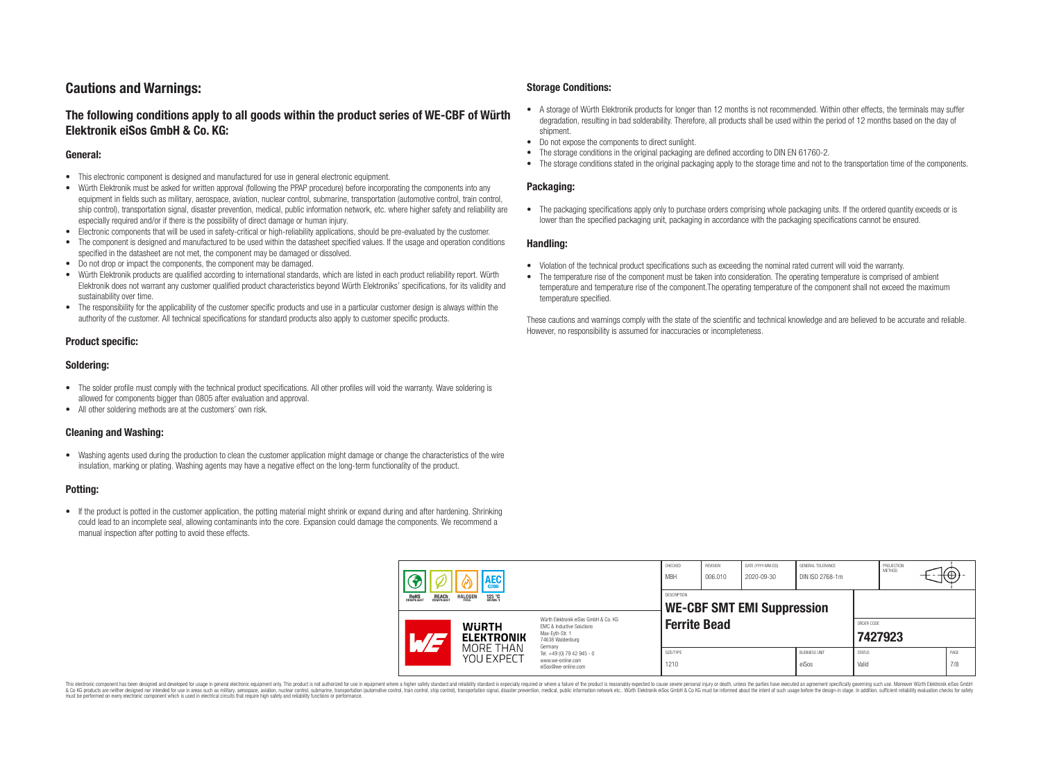# Cautions and Warnings:

## The following conditions apply to all goods within the product series of WE-CBF of Würth Elektronik eiSos GmbH & Co. KG:

### General:

- This electronic component is designed and manufactured for use in general electronic equipment.
- Würth Elektronik must be asked for written approval (following the PPAP procedure) before incorporating the components into any equipment in fields such as military, aerospace, aviation, nuclear control, submarine, transportation (automotive control, train control, ship control), transportation signal, disaster prevention, medical, public information network, etc. where higher safety and reliability are especially required and/or if there is the possibility of direct damage or human injury.
- Electronic components that will be used in safety-critical or high-reliability applications, should be pre-evaluated by the customer.
- The component is designed and manufactured to be used within the datasheet specified values. If the usage and operation conditions specified in the datasheet are not met, the component may be damaged or dissolved.
- Do not drop or impact the components, the component may be damaged.
- Würth Elektronik products are qualified according to international standards, which are listed in each product reliability report. Würth Elektronik does not warrant any customer qualified product characteristics beyond Würth Elektroniks' specifications, for its validity and sustainability over time.
- The responsibility for the applicability of the customer specific products and use in a particular customer design is always within the authority of the customer. All technical specifications for standard products also apply to customer specific products.

### Product specific:

### Soldering:

- The solder profile must comply with the technical product specifications. All other profiles will void the warranty. Wave soldering is allowed for components bigger than 0805 after evaluation and approval.
- All other soldering methods are at the customers' own risk.

### Cleaning and Washing:

- Washing agents used during the production to clean the customer application might damage or change the characteristics of the wire insulation, marking or plating. Washing agents may have a negative effect on the long-term functionality of the product.

### Potting:

- If the product is potted in the customer application, the potting material might shrink or expand during and after hardening. Shrinking could lead to an incomplete seal, allowing contaminants into the core. Expansion could damage the components. We recommend a manual inspection after potting to avoid these effects.

### Storage Conditions:

- A storage of Würth Elektronik products for longer than 12 months is not recommended. Within other effects, the terminals may suffer degradation, resulting in bad solderability. Therefore, all products shall be used within the period of 12 months based on the day of shipment.
- Do not expose the components to direct sunlight.
- The storage conditions in the original packaging are defined according to DIN EN 61760-2.
- The storage conditions stated in the original packaging apply to the storage time and not to the transportation time of the components.

### Packaging:

- The packaging specifications apply only to purchase orders comprising whole packaging units. If the ordered quantity exceeds or is lower than the specified packaging unit, packaging in accordance with the packaging specifications cannot be ensured.

### Handling:

- Violation of the technical product specifications such as exceeding the nominal rated current will void the warranty.
- The temperature rise of the component must be taken into consideration. The operating temperature is comprised of ambient temperature and temperature rise of the component.The operating temperature of the component shall not exceed the maximum temperature specified.

These cautions and warnings comply with the state of the scientific and technical knowledge and are believed to be accurate and reliable. However, no responsibility is assumed for inaccuracies or incompleteness.

| CHECKED | REVISION | DATE (YYYY-MM-DD) | GENERAL TOLERANCE | PROJECTION METHOD |
|---|---|---|---|---|
| MBH | 006.010 | 2020-09-30 | DIN ISO 2768-1m | |

| DESCRIPTION | ORDER CODE |
|---|---|
| WE-CBF SMT EMI Suppression Ferrite Bead | 7427923 |

| SIZE/TYPE | BUSINESS UNIT | STATUS | PAGE |
|---|---|---|---|
| 1210 | eiSos | Valid | 7/8 |

Würth Elektronik eiSos GmbH & Co. KG
EMC & Inductive Solutions
Max-Eyth-Str. 1
74638 Waldenburg
Germany
Tel. +49 (0) 79 42 945 - 0
www.we-online.com
eiSos@we-online.com

This electronic component has been designed and developed for usage in general electronic equipment only. This product is not authorized for use in equipment where a higher safety standard and reliability standard is especially required or where a failure of the product is reasonably expected to cause severe personal injury or death, unless the parties have executed an agreement specifically governing such use. Moreover Würth Elektronik eiSos GmbH & Co KG products are neither designed nor intended for use in areas such as military, aerospace, aviation, nuclear control, submarine, transportation (automotive control, train control, ship control), transportation signal, disaster prevention, medical, public information network etc.. Würth Elektronik eiSos GmbH & Co KG must be informed about the intent of such usage before the design-in stage. In addition, sufficient reliability evaluation checks for safety must be performed on every electronic component which is used in electrical circuits that require high safety and reliability functions or performance.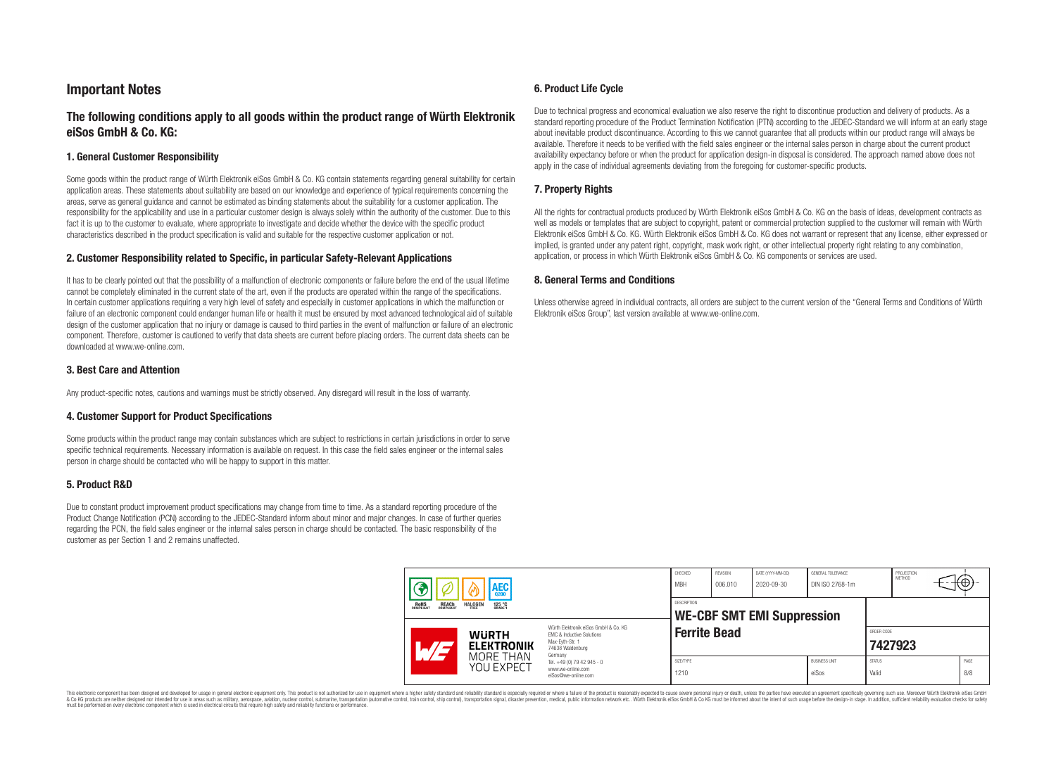# Important Notes

## The following conditions apply to all goods within the product range of Würth Elektronik eiSos GmbH & Co. KG:

### 1. General Customer Responsibility

Some goods within the product range of Würth Elektronik eiSos GmbH & Co. KG contain statements regarding general suitability for certain application areas. These statements about suitability are based on our knowledge and experience of typical requirements concerning the areas, serve as general guidance and cannot be estimated as binding statements about the suitability for a customer application. The responsibility for the applicability and use in a particular customer design is always solely within the authority of the customer. Due to this fact it is up to the customer to evaluate, where appropriate to investigate and decide whether the device with the specific product characteristics described in the product specification is valid and suitable for the respective customer application or not.

### 2. Customer Responsibility related to Specific, in particular Safety-Relevant Applications

It has to be clearly pointed out that the possibility of a malfunction of electronic components or failure before the end of the usual lifetime cannot be completely eliminated in the current state of the art, even if the products are operated within the range of the specifications. In certain customer applications requiring a very high level of safety and especially in customer applications in which the malfunction or failure of an electronic component could endanger human life or health it must be ensured by most advanced technological aid of suitable design of the customer application that no injury or damage is caused to third parties in the event of malfunction or failure of an electronic component. Therefore, customer is cautioned to verify that data sheets are current before placing orders. The current data sheets can be downloaded at www.we-online.com.

### 3. Best Care and Attention

Any product-specific notes, cautions and warnings must be strictly observed. Any disregard will result in the loss of warranty.

### 4. Customer Support for Product Specifications

Some products within the product range may contain substances which are subject to restrictions in certain jurisdictions in order to serve specific technical requirements. Necessary information is available on request. In this case the field sales engineer or the internal sales person in charge should be contacted who will be happy to support in this matter.

### 5. Product R&D

Due to constant product improvement product specifications may change from time to time. As a standard reporting procedure of the Product Change Notification (PCN) according to the JEDEC-Standard inform about minor and major changes. In case of further queries regarding the PCN, the field sales engineer or the internal sales person in charge should be contacted. The basic responsibility of the customer as per Section 1 and 2 remains unaffected.

### 6. Product Life Cycle

Due to technical progress and economical evaluation we also reserve the right to discontinue production and delivery of products. As a standard reporting procedure of the Product Termination Notification (PTN) according to the JEDEC-Standard we will inform at an early stage about inevitable product discontinuance. According to this we cannot guarantee that all products within our product range will always be available. Therefore it needs to be verified with the field sales engineer or the internal sales person in charge about the current product availability expectancy before or when the product for application design-in disposal is considered. The approach named above does not apply in the case of individual agreements deviating from the foregoing for customer-specific products.

### 7. Property Rights

All the rights for contractual products produced by Würth Elektronik eiSos GmbH & Co. KG on the basis of ideas, development contracts as well as models or templates that are subject to copyright, patent or commercial protection supplied to the customer will remain with Würth Elektronik eiSos GmbH & Co. KG. Würth Elektronik eiSos GmbH & Co. KG does not warrant or represent that any license, either expressed or implied, is granted under any patent right, copyright, mask work right, or other intellectual property right relating to any combination, application, or process in which Würth Elektronik eiSos GmbH & Co. KG components or services are used.

### 8. General Terms and Conditions

Unless otherwise agreed in individual contracts, all orders are subject to the current version of the "General Terms and Conditions of Würth Elektronik eiSos Group", last version available at www.we-online.com.

| CHECKED | REVISION | DATE (YYYY-MM-DD) | GENERAL TOLERANCE | PROJECTION METHOD |
|---|---|---|---|---|
| MBH | 006.010 | 2020-09-30 | DIN ISO 2768-1m | |

DESCRIPTION: **WE-CBF SMT EMI Suppression Ferrite Bead**

ORDER CODE: **7427923**

| SIZE/TYPE | BUSINESS UNIT | STATUS | PAGE |
|---|---|---|---|
| 1210 | eiSos | Valid | 8/8 |

Würth Elektronik eiSos GmbH & Co. KG
EMC & Inductive Solutions
Max-Eyth-Str. 1
74638 Waldenburg
Germany
Tel. +49 (0) 79 42 945 - 0
www.we-online.com
eiSos@we-online.com

This electronic component has been designed and developed for usage in general electronic equipment only. This product is not authorized for use in equipment where a higher safety standard and reliability standard is especially required or where a failure of the product is reasonably expected to cause severe personal injury or death, unless the parties have executed an agreement specifically governing such use. Moreover Würth Elektronik eiSos GmbH & Co KG products are neither designed nor intended for use in areas such as military, aerospace, aviation, nuclear control, submarine, transportation (automotive control, train control, ship control), transportation signal, disaster prevention, medical, public information network etc.. Würth Elektronik eiSos GmbH & Co KG must be informed about the intent of such usage before the design-in stage. In addition, sufficient reliability evaluation checks for safety must be performed on every electronic component which is used in electrical circuits that require high safety and reliability functions or performance.